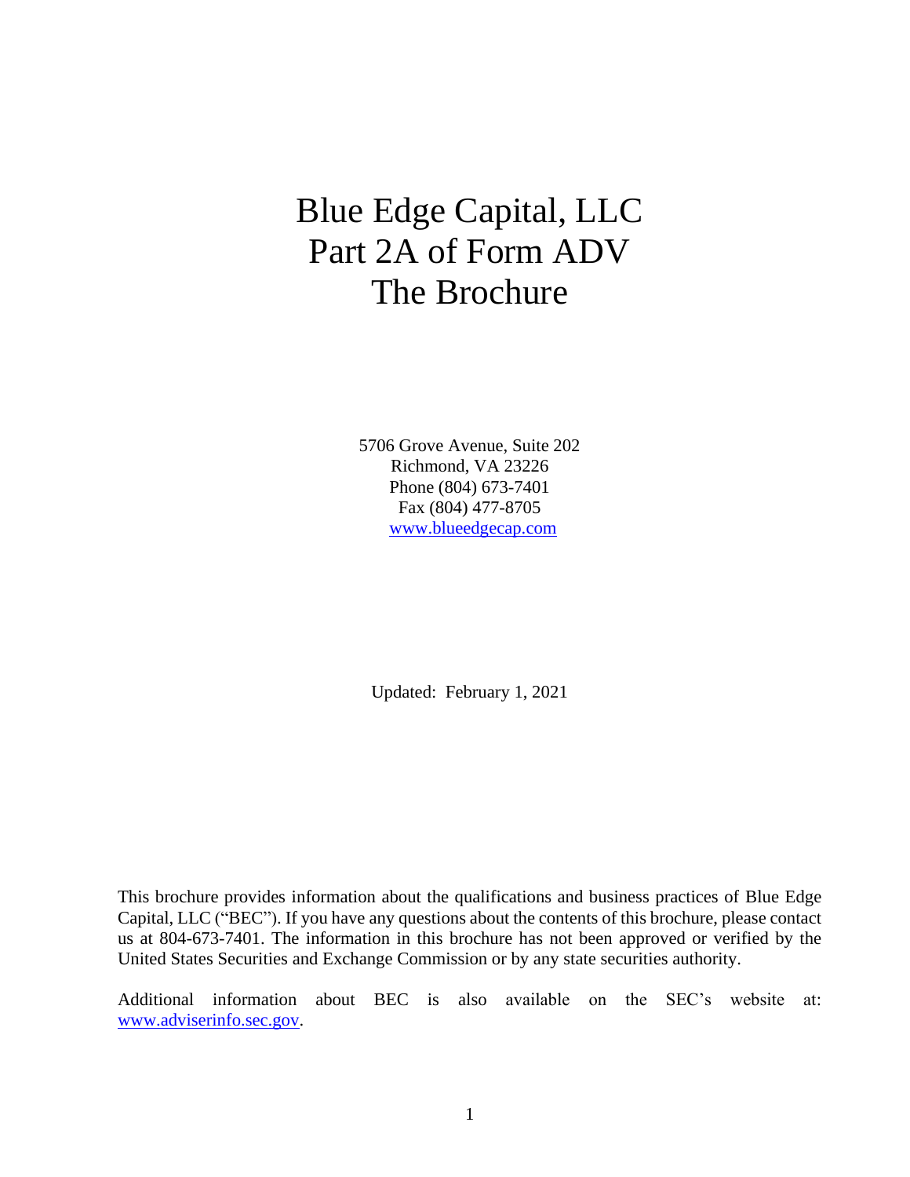# Blue Edge Capital, LLC
# Part 2A of Form ADV
# The Brochure

5706 Grove Avenue, Suite 202
Richmond, VA 23226
Phone (804) 673-7401
Fax (804) 477-8705
www.blueedgecap.com

Updated: February 1, 2021

This brochure provides information about the qualifications and business practices of Blue Edge Capital, LLC ("BEC"). If you have any questions about the contents of this brochure, please contact us at 804-673-7401. The information in this brochure has not been approved or verified by the United States Securities and Exchange Commission or by any state securities authority.

Additional information about BEC is also available on the SEC's website at: www.adviserinfo.sec.gov.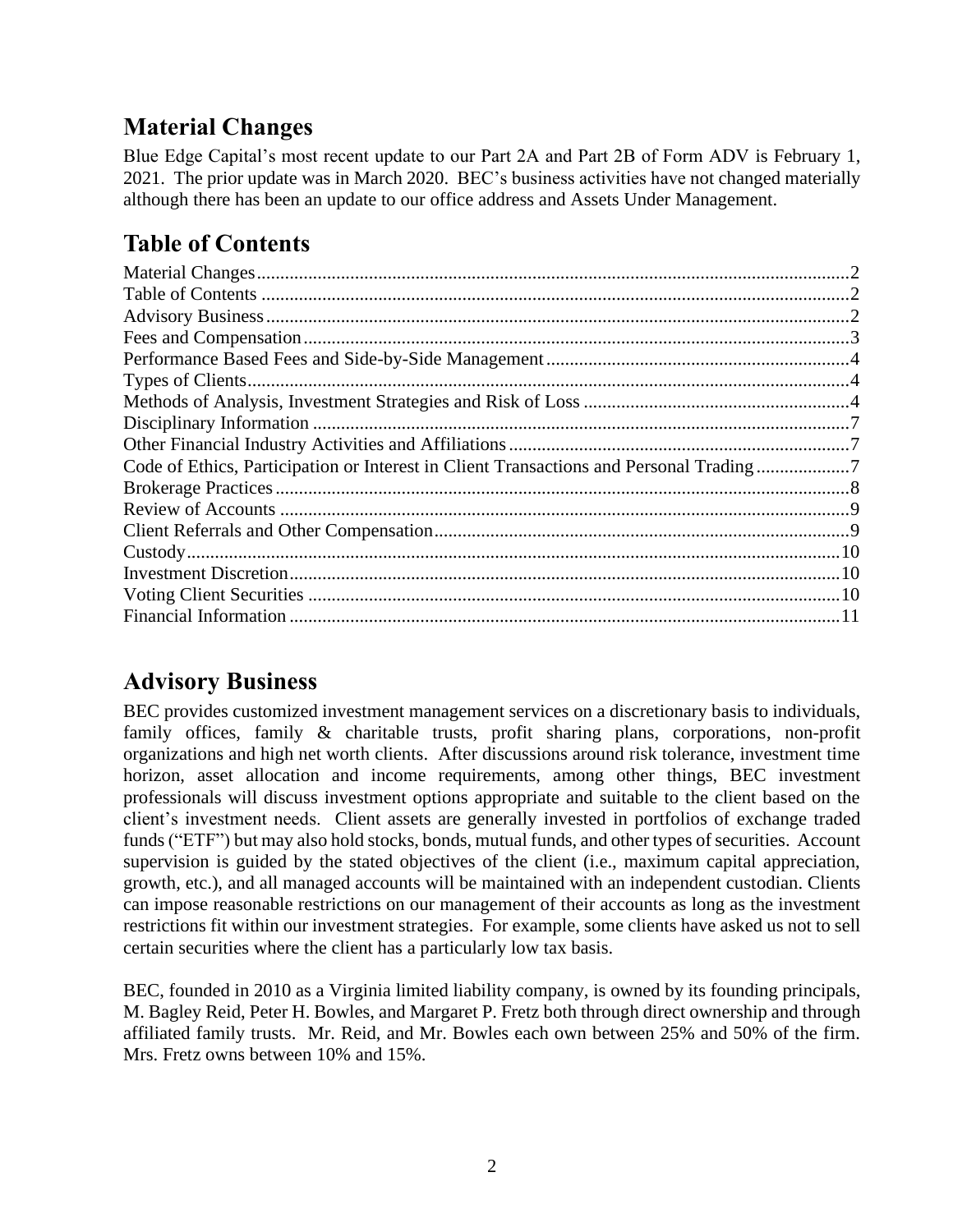## Material Changes

Blue Edge Capital's most recent update to our Part 2A and Part 2B of Form ADV is February 1, 2021. The prior update was in March 2020. BEC's business activities have not changed materially although there has been an update to our office address and Assets Under Management.

## Table of Contents

Material Changes....2
Table of Contents....2
Advisory Business....2
Fees and Compensation....3
Performance Based Fees and Side-by-Side Management....4
Types of Clients....4
Methods of Analysis, Investment Strategies and Risk of Loss....4
Disciplinary Information....7
Other Financial Industry Activities and Affiliations....7
Code of Ethics, Participation or Interest in Client Transactions and Personal Trading....7
Brokerage Practices....8
Review of Accounts....9
Client Referrals and Other Compensation....9
Custody....10
Investment Discretion....10
Voting Client Securities....10
Financial Information....11

## Advisory Business

BEC provides customized investment management services on a discretionary basis to individuals, family offices, family & charitable trusts, profit sharing plans, corporations, non-profit organizations and high net worth clients. After discussions around risk tolerance, investment time horizon, asset allocation and income requirements, among other things, BEC investment professionals will discuss investment options appropriate and suitable to the client based on the client's investment needs. Client assets are generally invested in portfolios of exchange traded funds ("ETF") but may also hold stocks, bonds, mutual funds, and other types of securities. Account supervision is guided by the stated objectives of the client (i.e., maximum capital appreciation, growth, etc.), and all managed accounts will be maintained with an independent custodian. Clients can impose reasonable restrictions on our management of their accounts as long as the investment restrictions fit within our investment strategies. For example, some clients have asked us not to sell certain securities where the client has a particularly low tax basis.

BEC, founded in 2010 as a Virginia limited liability company, is owned by its founding principals, M. Bagley Reid, Peter H. Bowles, and Margaret P. Fretz both through direct ownership and through affiliated family trusts. Mr. Reid, and Mr. Bowles each own between 25% and 50% of the firm. Mrs. Fretz owns between 10% and 15%.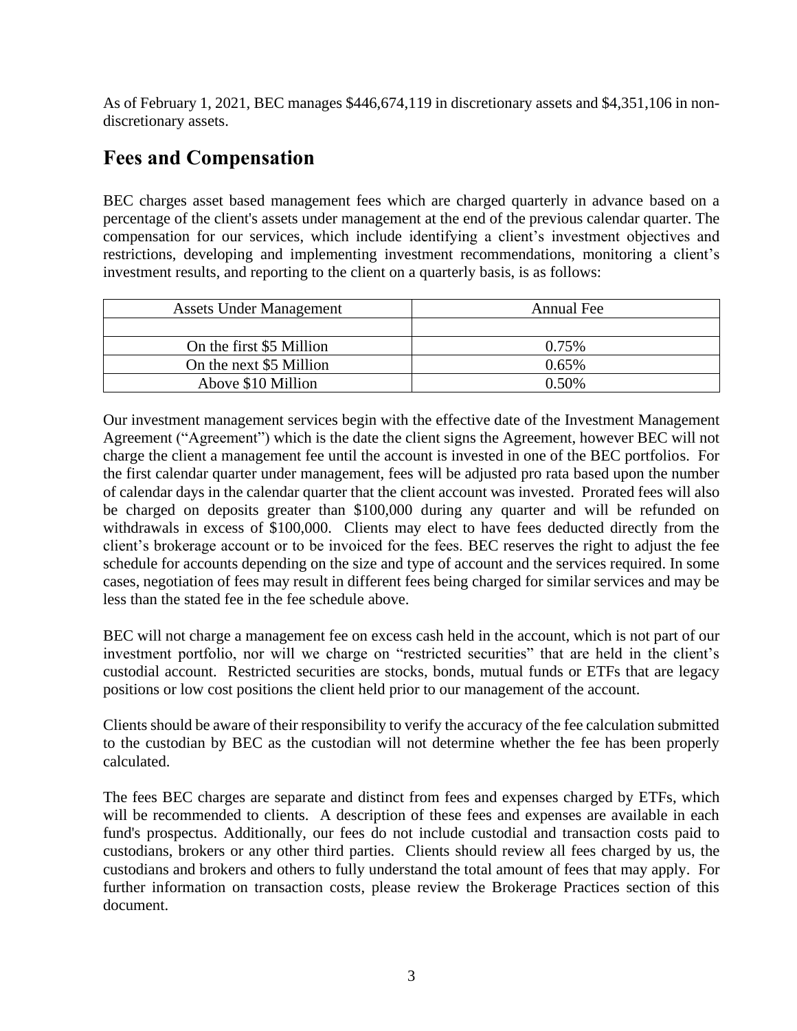As of February 1, 2021, BEC manages $446,674,119 in discretionary assets and $4,351,106 in non-discretionary assets.

## Fees and Compensation

BEC charges asset based management fees which are charged quarterly in advance based on a percentage of the client's assets under management at the end of the previous calendar quarter. The compensation for our services, which include identifying a client's investment objectives and restrictions, developing and implementing investment recommendations, monitoring a client's investment results, and reporting to the client on a quarterly basis, is as follows:

| Assets Under Management | Annual Fee |
| --- | --- |
| | |
| On the first $5 Million | 0.75% |
| On the next $5 Million | 0.65% |
| Above $10 Million | 0.50% |

Our investment management services begin with the effective date of the Investment Management Agreement ("Agreement") which is the date the client signs the Agreement, however BEC will not charge the client a management fee until the account is invested in one of the BEC portfolios. For the first calendar quarter under management, fees will be adjusted pro rata based upon the number of calendar days in the calendar quarter that the client account was invested. Prorated fees will also be charged on deposits greater than $100,000 during any quarter and will be refunded on withdrawals in excess of $100,000. Clients may elect to have fees deducted directly from the client's brokerage account or to be invoiced for the fees. BEC reserves the right to adjust the fee schedule for accounts depending on the size and type of account and the services required. In some cases, negotiation of fees may result in different fees being charged for similar services and may be less than the stated fee in the fee schedule above.

BEC will not charge a management fee on excess cash held in the account, which is not part of our investment portfolio, nor will we charge on "restricted securities" that are held in the client's custodial account. Restricted securities are stocks, bonds, mutual funds or ETFs that are legacy positions or low cost positions the client held prior to our management of the account.

Clients should be aware of their responsibility to verify the accuracy of the fee calculation submitted to the custodian by BEC as the custodian will not determine whether the fee has been properly calculated.

The fees BEC charges are separate and distinct from fees and expenses charged by ETFs, which will be recommended to clients. A description of these fees and expenses are available in each fund's prospectus. Additionally, our fees do not include custodial and transaction costs paid to custodians, brokers or any other third parties. Clients should review all fees charged by us, the custodians and brokers and others to fully understand the total amount of fees that may apply. For further information on transaction costs, please review the Brokerage Practices section of this document.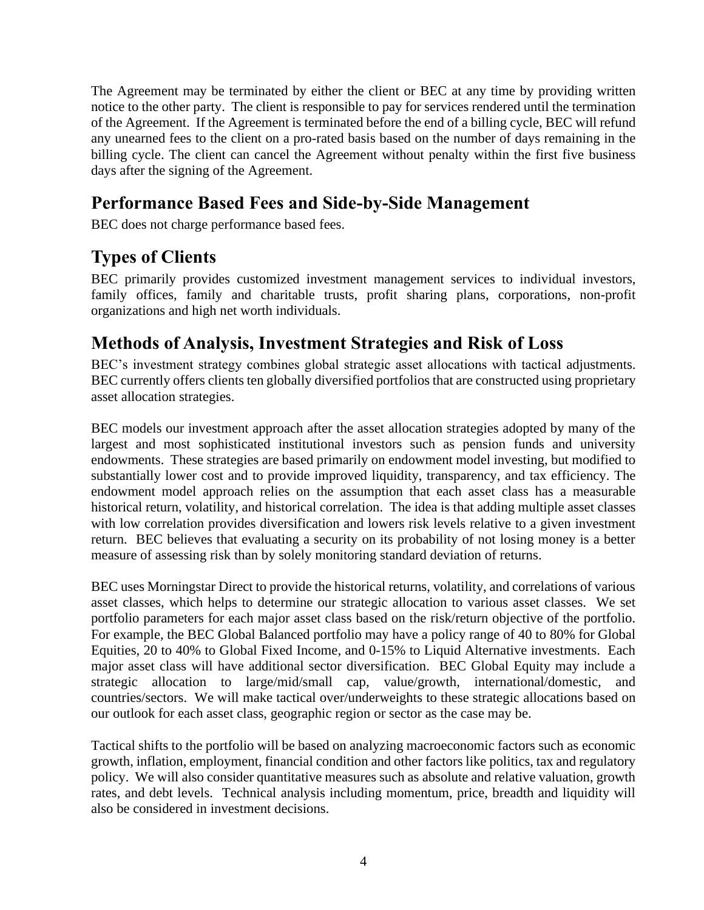The Agreement may be terminated by either the client or BEC at any time by providing written notice to the other party. The client is responsible to pay for services rendered until the termination of the Agreement. If the Agreement is terminated before the end of a billing cycle, BEC will refund any unearned fees to the client on a pro-rated basis based on the number of days remaining in the billing cycle. The client can cancel the Agreement without penalty within the first five business days after the signing of the Agreement.

## Performance Based Fees and Side-by-Side Management

BEC does not charge performance based fees.

## Types of Clients

BEC primarily provides customized investment management services to individual investors, family offices, family and charitable trusts, profit sharing plans, corporations, non-profit organizations and high net worth individuals.

## Methods of Analysis, Investment Strategies and Risk of Loss

BEC's investment strategy combines global strategic asset allocations with tactical adjustments. BEC currently offers clients ten globally diversified portfolios that are constructed using proprietary asset allocation strategies.

BEC models our investment approach after the asset allocation strategies adopted by many of the largest and most sophisticated institutional investors such as pension funds and university endowments. These strategies are based primarily on endowment model investing, but modified to substantially lower cost and to provide improved liquidity, transparency, and tax efficiency. The endowment model approach relies on the assumption that each asset class has a measurable historical return, volatility, and historical correlation. The idea is that adding multiple asset classes with low correlation provides diversification and lowers risk levels relative to a given investment return. BEC believes that evaluating a security on its probability of not losing money is a better measure of assessing risk than by solely monitoring standard deviation of returns.

BEC uses Morningstar Direct to provide the historical returns, volatility, and correlations of various asset classes, which helps to determine our strategic allocation to various asset classes. We set portfolio parameters for each major asset class based on the risk/return objective of the portfolio. For example, the BEC Global Balanced portfolio may have a policy range of 40 to 80% for Global Equities, 20 to 40% to Global Fixed Income, and 0-15% to Liquid Alternative investments. Each major asset class will have additional sector diversification. BEC Global Equity may include a strategic allocation to large/mid/small cap, value/growth, international/domestic, and countries/sectors. We will make tactical over/underweights to these strategic allocations based on our outlook for each asset class, geographic region or sector as the case may be.

Tactical shifts to the portfolio will be based on analyzing macroeconomic factors such as economic growth, inflation, employment, financial condition and other factors like politics, tax and regulatory policy. We will also consider quantitative measures such as absolute and relative valuation, growth rates, and debt levels. Technical analysis including momentum, price, breadth and liquidity will also be considered in investment decisions.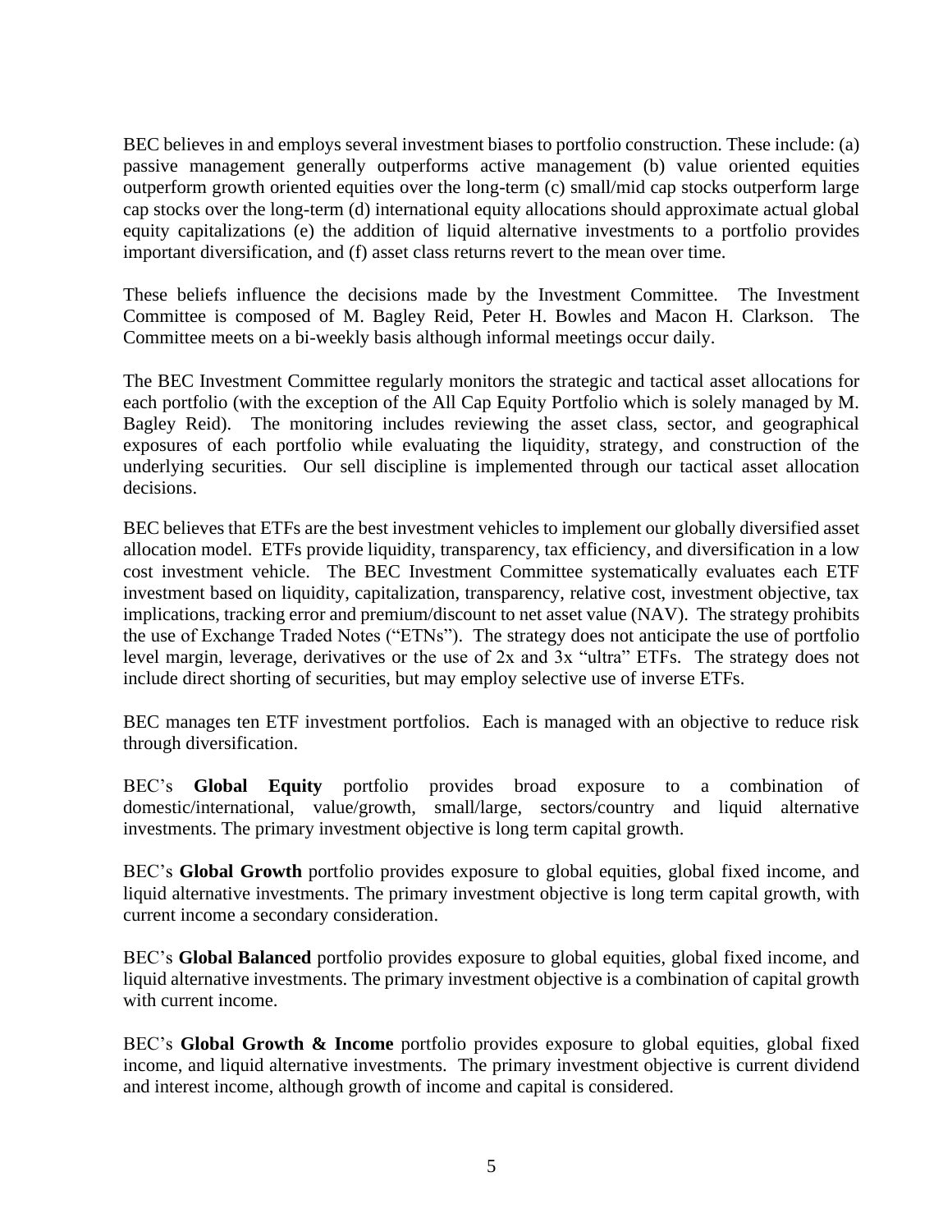BEC believes in and employs several investment biases to portfolio construction. These include: (a) passive management generally outperforms active management (b) value oriented equities outperform growth oriented equities over the long-term (c) small/mid cap stocks outperform large cap stocks over the long-term (d) international equity allocations should approximate actual global equity capitalizations (e) the addition of liquid alternative investments to a portfolio provides important diversification, and (f) asset class returns revert to the mean over time.

These beliefs influence the decisions made by the Investment Committee. The Investment Committee is composed of M. Bagley Reid, Peter H. Bowles and Macon H. Clarkson. The Committee meets on a bi-weekly basis although informal meetings occur daily.

The BEC Investment Committee regularly monitors the strategic and tactical asset allocations for each portfolio (with the exception of the All Cap Equity Portfolio which is solely managed by M. Bagley Reid). The monitoring includes reviewing the asset class, sector, and geographical exposures of each portfolio while evaluating the liquidity, strategy, and construction of the underlying securities. Our sell discipline is implemented through our tactical asset allocation decisions.

BEC believes that ETFs are the best investment vehicles to implement our globally diversified asset allocation model. ETFs provide liquidity, transparency, tax efficiency, and diversification in a low cost investment vehicle. The BEC Investment Committee systematically evaluates each ETF investment based on liquidity, capitalization, transparency, relative cost, investment objective, tax implications, tracking error and premium/discount to net asset value (NAV). The strategy prohibits the use of Exchange Traded Notes ("ETNs"). The strategy does not anticipate the use of portfolio level margin, leverage, derivatives or the use of 2x and 3x "ultra" ETFs. The strategy does not include direct shorting of securities, but may employ selective use of inverse ETFs.

BEC manages ten ETF investment portfolios. Each is managed with an objective to reduce risk through diversification.

BEC's **Global Equity** portfolio provides broad exposure to a combination of domestic/international, value/growth, small/large, sectors/country and liquid alternative investments. The primary investment objective is long term capital growth.

BEC's **Global Growth** portfolio provides exposure to global equities, global fixed income, and liquid alternative investments. The primary investment objective is long term capital growth, with current income a secondary consideration.

BEC's **Global Balanced** portfolio provides exposure to global equities, global fixed income, and liquid alternative investments. The primary investment objective is a combination of capital growth with current income.

BEC's **Global Growth & Income** portfolio provides exposure to global equities, global fixed income, and liquid alternative investments. The primary investment objective is current dividend and interest income, although growth of income and capital is considered.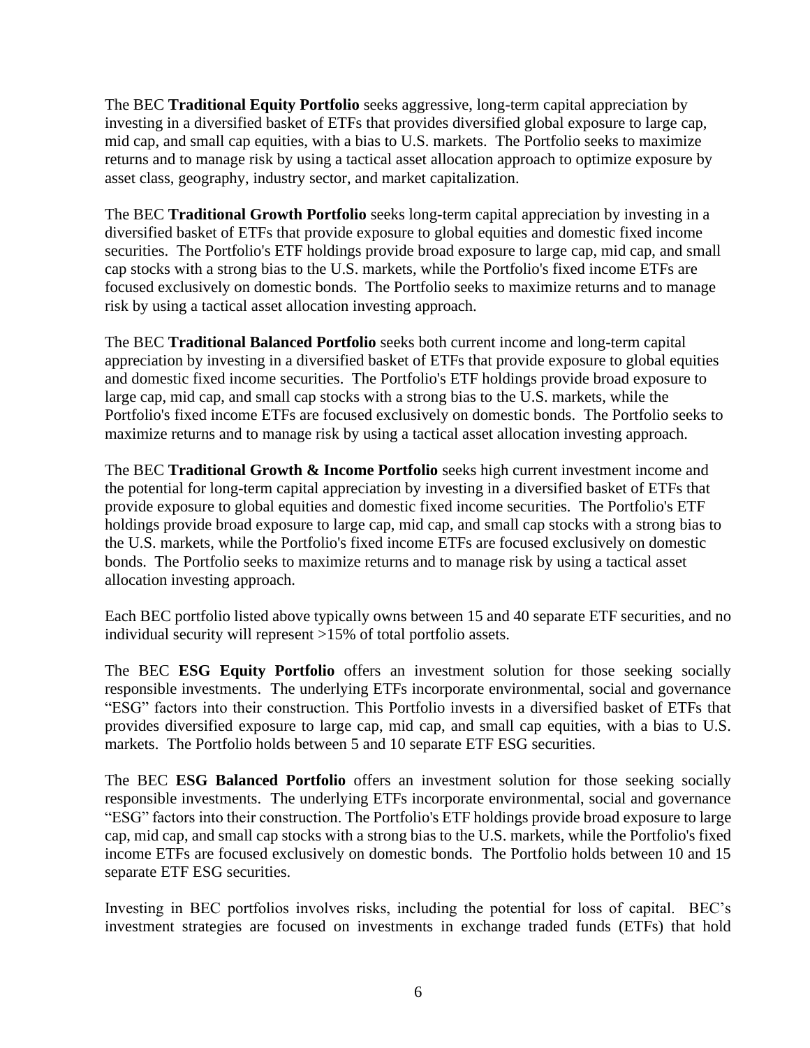The BEC **Traditional Equity Portfolio** seeks aggressive, long-term capital appreciation by investing in a diversified basket of ETFs that provides diversified global exposure to large cap, mid cap, and small cap equities, with a bias to U.S. markets. The Portfolio seeks to maximize returns and to manage risk by using a tactical asset allocation approach to optimize exposure by asset class, geography, industry sector, and market capitalization.

The BEC **Traditional Growth Portfolio** seeks long-term capital appreciation by investing in a diversified basket of ETFs that provide exposure to global equities and domestic fixed income securities. The Portfolio's ETF holdings provide broad exposure to large cap, mid cap, and small cap stocks with a strong bias to the U.S. markets, while the Portfolio's fixed income ETFs are focused exclusively on domestic bonds. The Portfolio seeks to maximize returns and to manage risk by using a tactical asset allocation investing approach.

The BEC **Traditional Balanced Portfolio** seeks both current income and long-term capital appreciation by investing in a diversified basket of ETFs that provide exposure to global equities and domestic fixed income securities. The Portfolio's ETF holdings provide broad exposure to large cap, mid cap, and small cap stocks with a strong bias to the U.S. markets, while the Portfolio's fixed income ETFs are focused exclusively on domestic bonds. The Portfolio seeks to maximize returns and to manage risk by using a tactical asset allocation investing approach.

The BEC **Traditional Growth & Income Portfolio** seeks high current investment income and the potential for long-term capital appreciation by investing in a diversified basket of ETFs that provide exposure to global equities and domestic fixed income securities. The Portfolio's ETF holdings provide broad exposure to large cap, mid cap, and small cap stocks with a strong bias to the U.S. markets, while the Portfolio's fixed income ETFs are focused exclusively on domestic bonds. The Portfolio seeks to maximize returns and to manage risk by using a tactical asset allocation investing approach.

Each BEC portfolio listed above typically owns between 15 and 40 separate ETF securities, and no individual security will represent >15% of total portfolio assets.

The BEC **ESG Equity Portfolio** offers an investment solution for those seeking socially responsible investments. The underlying ETFs incorporate environmental, social and governance "ESG" factors into their construction. This Portfolio invests in a diversified basket of ETFs that provides diversified exposure to large cap, mid cap, and small cap equities, with a bias to U.S. markets. The Portfolio holds between 5 and 10 separate ETF ESG securities.

The BEC **ESG Balanced Portfolio** offers an investment solution for those seeking socially responsible investments. The underlying ETFs incorporate environmental, social and governance "ESG" factors into their construction. The Portfolio's ETF holdings provide broad exposure to large cap, mid cap, and small cap stocks with a strong bias to the U.S. markets, while the Portfolio's fixed income ETFs are focused exclusively on domestic bonds. The Portfolio holds between 10 and 15 separate ETF ESG securities.

Investing in BEC portfolios involves risks, including the potential for loss of capital. BEC's investment strategies are focused on investments in exchange traded funds (ETFs) that hold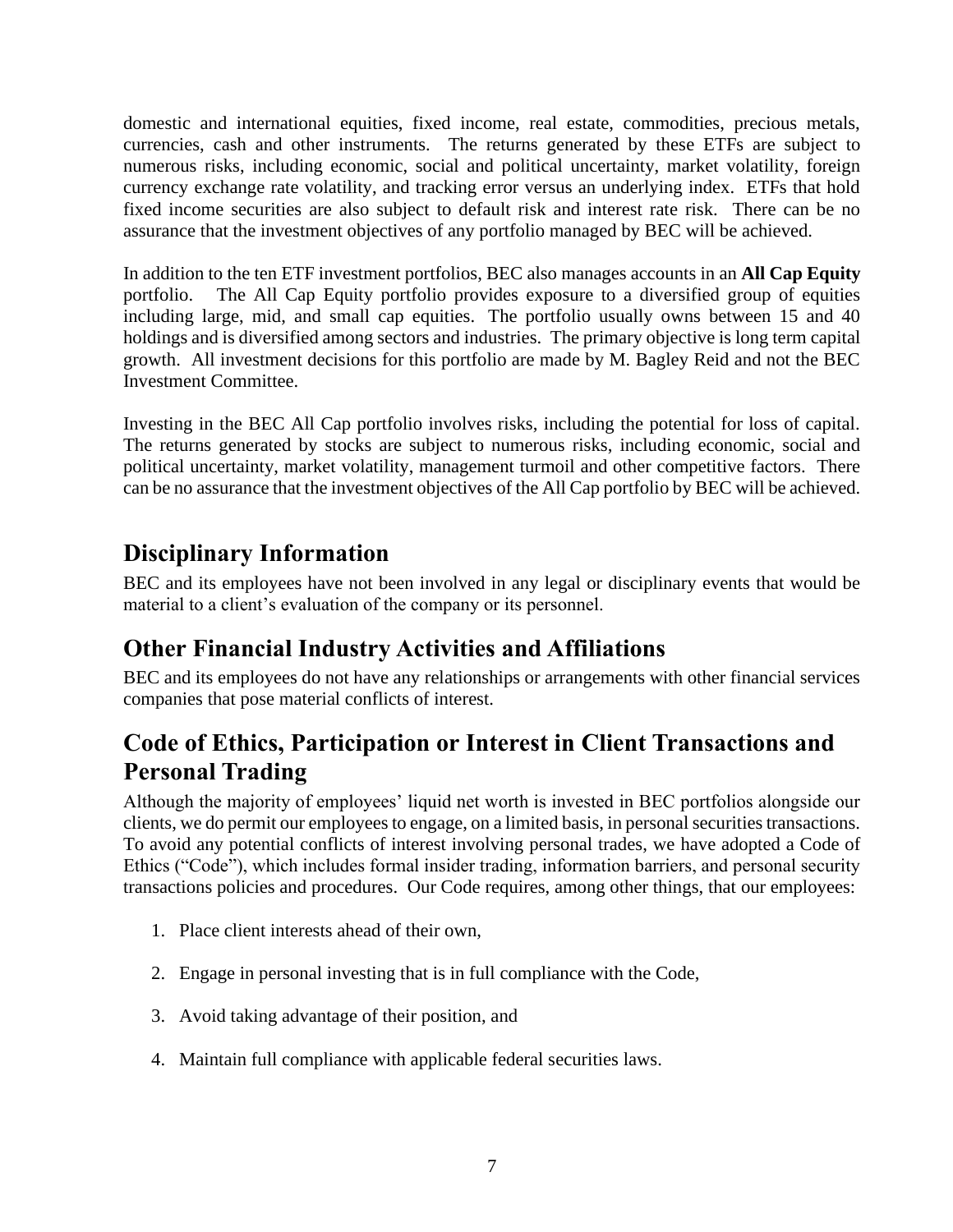domestic and international equities, fixed income, real estate, commodities, precious metals, currencies, cash and other instruments. The returns generated by these ETFs are subject to numerous risks, including economic, social and political uncertainty, market volatility, foreign currency exchange rate volatility, and tracking error versus an underlying index. ETFs that hold fixed income securities are also subject to default risk and interest rate risk. There can be no assurance that the investment objectives of any portfolio managed by BEC will be achieved.

In addition to the ten ETF investment portfolios, BEC also manages accounts in an **All Cap Equity** portfolio. The All Cap Equity portfolio provides exposure to a diversified group of equities including large, mid, and small cap equities. The portfolio usually owns between 15 and 40 holdings and is diversified among sectors and industries. The primary objective is long term capital growth. All investment decisions for this portfolio are made by M. Bagley Reid and not the BEC Investment Committee.

Investing in the BEC All Cap portfolio involves risks, including the potential for loss of capital. The returns generated by stocks are subject to numerous risks, including economic, social and political uncertainty, market volatility, management turmoil and other competitive factors. There can be no assurance that the investment objectives of the All Cap portfolio by BEC will be achieved.

## Disciplinary Information

BEC and its employees have not been involved in any legal or disciplinary events that would be material to a client's evaluation of the company or its personnel.

## Other Financial Industry Activities and Affiliations

BEC and its employees do not have any relationships or arrangements with other financial services companies that pose material conflicts of interest.

## Code of Ethics, Participation or Interest in Client Transactions and Personal Trading

Although the majority of employees' liquid net worth is invested in BEC portfolios alongside our clients, we do permit our employees to engage, on a limited basis, in personal securities transactions. To avoid any potential conflicts of interest involving personal trades, we have adopted a Code of Ethics ("Code"), which includes formal insider trading, information barriers, and personal security transactions policies and procedures. Our Code requires, among other things, that our employees:

1. Place client interests ahead of their own,
2. Engage in personal investing that is in full compliance with the Code,
3. Avoid taking advantage of their position, and
4. Maintain full compliance with applicable federal securities laws.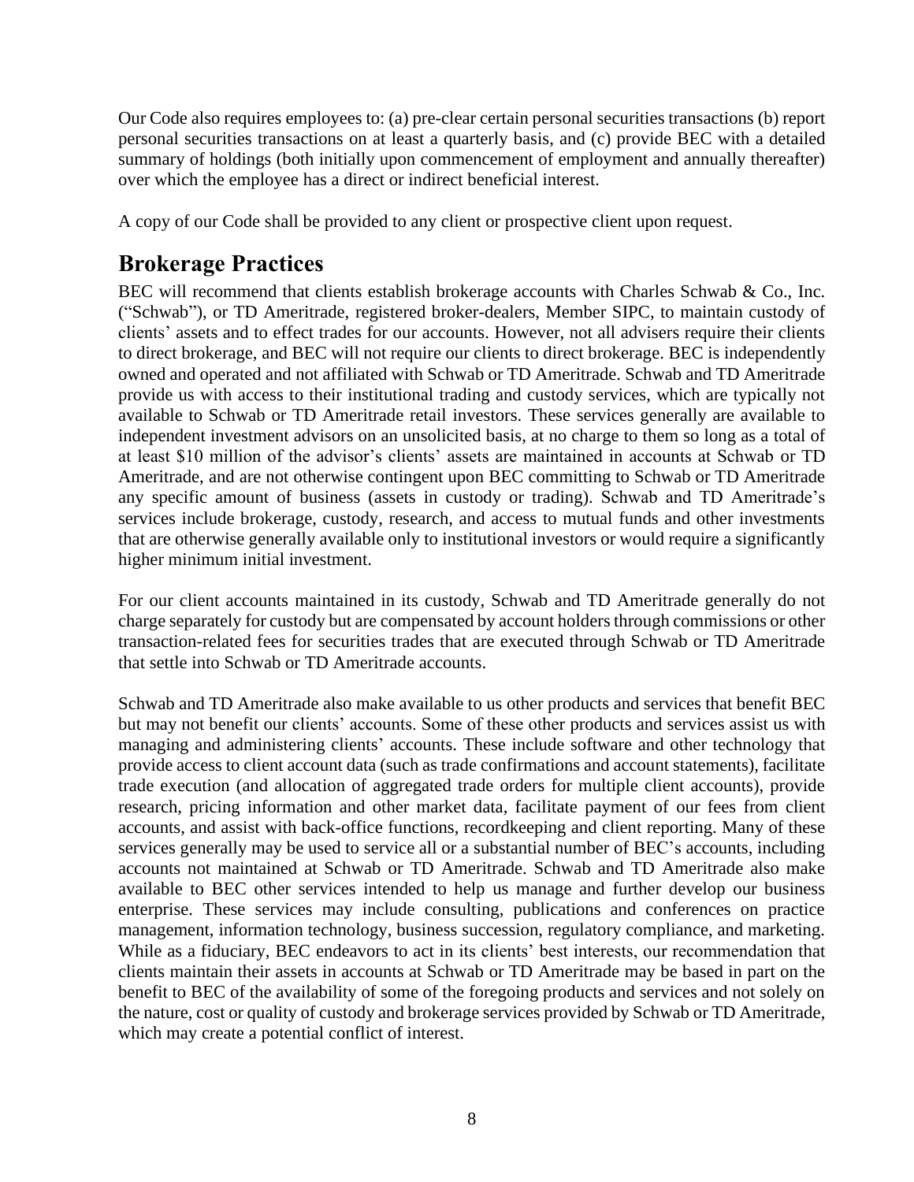Our Code also requires employees to: (a) pre-clear certain personal securities transactions (b) report personal securities transactions on at least a quarterly basis, and (c) provide BEC with a detailed summary of holdings (both initially upon commencement of employment and annually thereafter) over which the employee has a direct or indirect beneficial interest.

A copy of our Code shall be provided to any client or prospective client upon request.

## Brokerage Practices

BEC will recommend that clients establish brokerage accounts with Charles Schwab & Co., Inc. ("Schwab"), or TD Ameritrade, registered broker-dealers, Member SIPC, to maintain custody of clients' assets and to effect trades for our accounts. However, not all advisers require their clients to direct brokerage, and BEC will not require our clients to direct brokerage. BEC is independently owned and operated and not affiliated with Schwab or TD Ameritrade. Schwab and TD Ameritrade provide us with access to their institutional trading and custody services, which are typically not available to Schwab or TD Ameritrade retail investors. These services generally are available to independent investment advisors on an unsolicited basis, at no charge to them so long as a total of at least $10 million of the advisor's clients' assets are maintained in accounts at Schwab or TD Ameritrade, and are not otherwise contingent upon BEC committing to Schwab or TD Ameritrade any specific amount of business (assets in custody or trading). Schwab and TD Ameritrade's services include brokerage, custody, research, and access to mutual funds and other investments that are otherwise generally available only to institutional investors or would require a significantly higher minimum initial investment.

For our client accounts maintained in its custody, Schwab and TD Ameritrade generally do not charge separately for custody but are compensated by account holders through commissions or other transaction-related fees for securities trades that are executed through Schwab or TD Ameritrade that settle into Schwab or TD Ameritrade accounts.

Schwab and TD Ameritrade also make available to us other products and services that benefit BEC but may not benefit our clients' accounts. Some of these other products and services assist us with managing and administering clients' accounts. These include software and other technology that provide access to client account data (such as trade confirmations and account statements), facilitate trade execution (and allocation of aggregated trade orders for multiple client accounts), provide research, pricing information and other market data, facilitate payment of our fees from client accounts, and assist with back-office functions, recordkeeping and client reporting. Many of these services generally may be used to service all or a substantial number of BEC's accounts, including accounts not maintained at Schwab or TD Ameritrade. Schwab and TD Ameritrade also make available to BEC other services intended to help us manage and further develop our business enterprise. These services may include consulting, publications and conferences on practice management, information technology, business succession, regulatory compliance, and marketing. While as a fiduciary, BEC endeavors to act in its clients' best interests, our recommendation that clients maintain their assets in accounts at Schwab or TD Ameritrade may be based in part on the benefit to BEC of the availability of some of the foregoing products and services and not solely on the nature, cost or quality of custody and brokerage services provided by Schwab or TD Ameritrade, which may create a potential conflict of interest.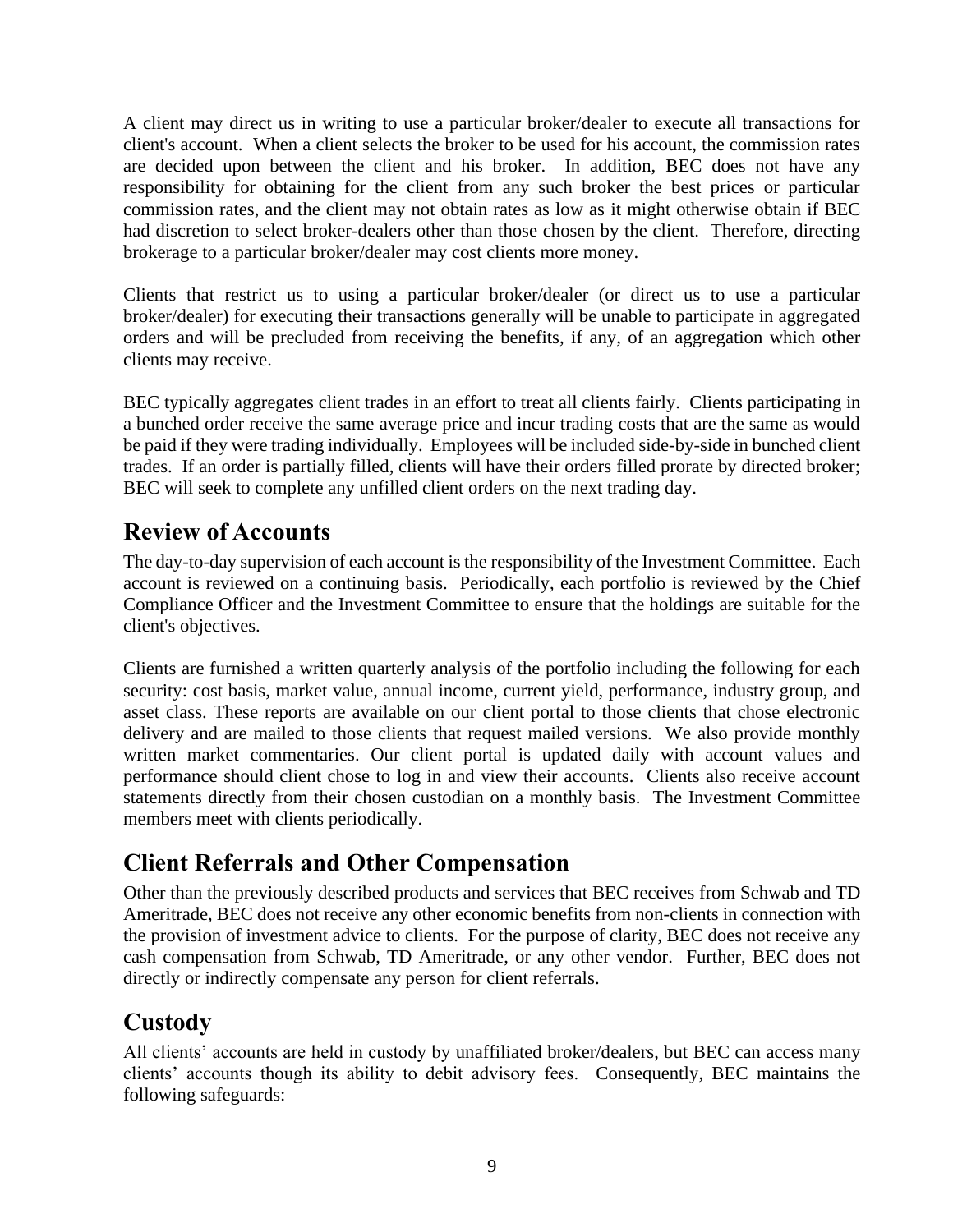A client may direct us in writing to use a particular broker/dealer to execute all transactions for client's account. When a client selects the broker to be used for his account, the commission rates are decided upon between the client and his broker. In addition, BEC does not have any responsibility for obtaining for the client from any such broker the best prices or particular commission rates, and the client may not obtain rates as low as it might otherwise obtain if BEC had discretion to select broker-dealers other than those chosen by the client. Therefore, directing brokerage to a particular broker/dealer may cost clients more money.

Clients that restrict us to using a particular broker/dealer (or direct us to use a particular broker/dealer) for executing their transactions generally will be unable to participate in aggregated orders and will be precluded from receiving the benefits, if any, of an aggregation which other clients may receive.

BEC typically aggregates client trades in an effort to treat all clients fairly. Clients participating in a bunched order receive the same average price and incur trading costs that are the same as would be paid if they were trading individually. Employees will be included side-by-side in bunched client trades. If an order is partially filled, clients will have their orders filled prorate by directed broker; BEC will seek to complete any unfilled client orders on the next trading day.

## Review of Accounts

The day-to-day supervision of each account is the responsibility of the Investment Committee. Each account is reviewed on a continuing basis. Periodically, each portfolio is reviewed by the Chief Compliance Officer and the Investment Committee to ensure that the holdings are suitable for the client's objectives.

Clients are furnished a written quarterly analysis of the portfolio including the following for each security: cost basis, market value, annual income, current yield, performance, industry group, and asset class. These reports are available on our client portal to those clients that chose electronic delivery and are mailed to those clients that request mailed versions. We also provide monthly written market commentaries. Our client portal is updated daily with account values and performance should client chose to log in and view their accounts. Clients also receive account statements directly from their chosen custodian on a monthly basis. The Investment Committee members meet with clients periodically.

## Client Referrals and Other Compensation

Other than the previously described products and services that BEC receives from Schwab and TD Ameritrade, BEC does not receive any other economic benefits from non-clients in connection with the provision of investment advice to clients. For the purpose of clarity, BEC does not receive any cash compensation from Schwab, TD Ameritrade, or any other vendor. Further, BEC does not directly or indirectly compensate any person for client referrals.

## Custody

All clients' accounts are held in custody by unaffiliated broker/dealers, but BEC can access many clients' accounts though its ability to debit advisory fees. Consequently, BEC maintains the following safeguards: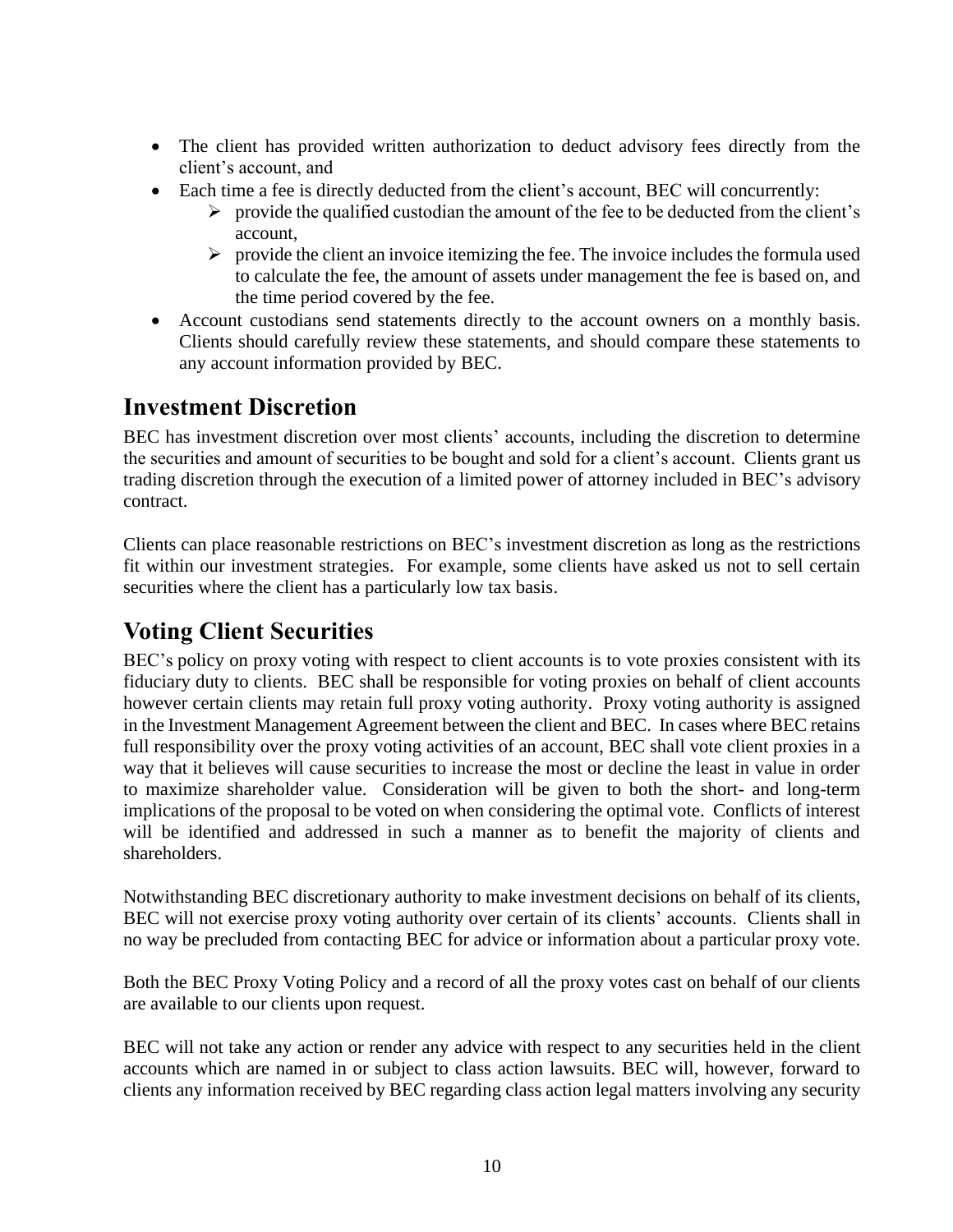- The client has provided written authorization to deduct advisory fees directly from the client's account, and
- Each time a fee is directly deducted from the client's account, BEC will concurrently:
    - provide the qualified custodian the amount of the fee to be deducted from the client's account,
    - provide the client an invoice itemizing the fee. The invoice includes the formula used to calculate the fee, the amount of assets under management the fee is based on, and the time period covered by the fee.
- Account custodians send statements directly to the account owners on a monthly basis. Clients should carefully review these statements, and should compare these statements to any account information provided by BEC.

## Investment Discretion

BEC has investment discretion over most clients' accounts, including the discretion to determine the securities and amount of securities to be bought and sold for a client's account. Clients grant us trading discretion through the execution of a limited power of attorney included in BEC's advisory contract.

Clients can place reasonable restrictions on BEC's investment discretion as long as the restrictions fit within our investment strategies. For example, some clients have asked us not to sell certain securities where the client has a particularly low tax basis.

## Voting Client Securities

BEC's policy on proxy voting with respect to client accounts is to vote proxies consistent with its fiduciary duty to clients. BEC shall be responsible for voting proxies on behalf of client accounts however certain clients may retain full proxy voting authority. Proxy voting authority is assigned in the Investment Management Agreement between the client and BEC. In cases where BEC retains full responsibility over the proxy voting activities of an account, BEC shall vote client proxies in a way that it believes will cause securities to increase the most or decline the least in value in order to maximize shareholder value. Consideration will be given to both the short- and long-term implications of the proposal to be voted on when considering the optimal vote. Conflicts of interest will be identified and addressed in such a manner as to benefit the majority of clients and shareholders.

Notwithstanding BEC discretionary authority to make investment decisions on behalf of its clients, BEC will not exercise proxy voting authority over certain of its clients' accounts. Clients shall in no way be precluded from contacting BEC for advice or information about a particular proxy vote.

Both the BEC Proxy Voting Policy and a record of all the proxy votes cast on behalf of our clients are available to our clients upon request.

BEC will not take any action or render any advice with respect to any securities held in the client accounts which are named in or subject to class action lawsuits. BEC will, however, forward to clients any information received by BEC regarding class action legal matters involving any security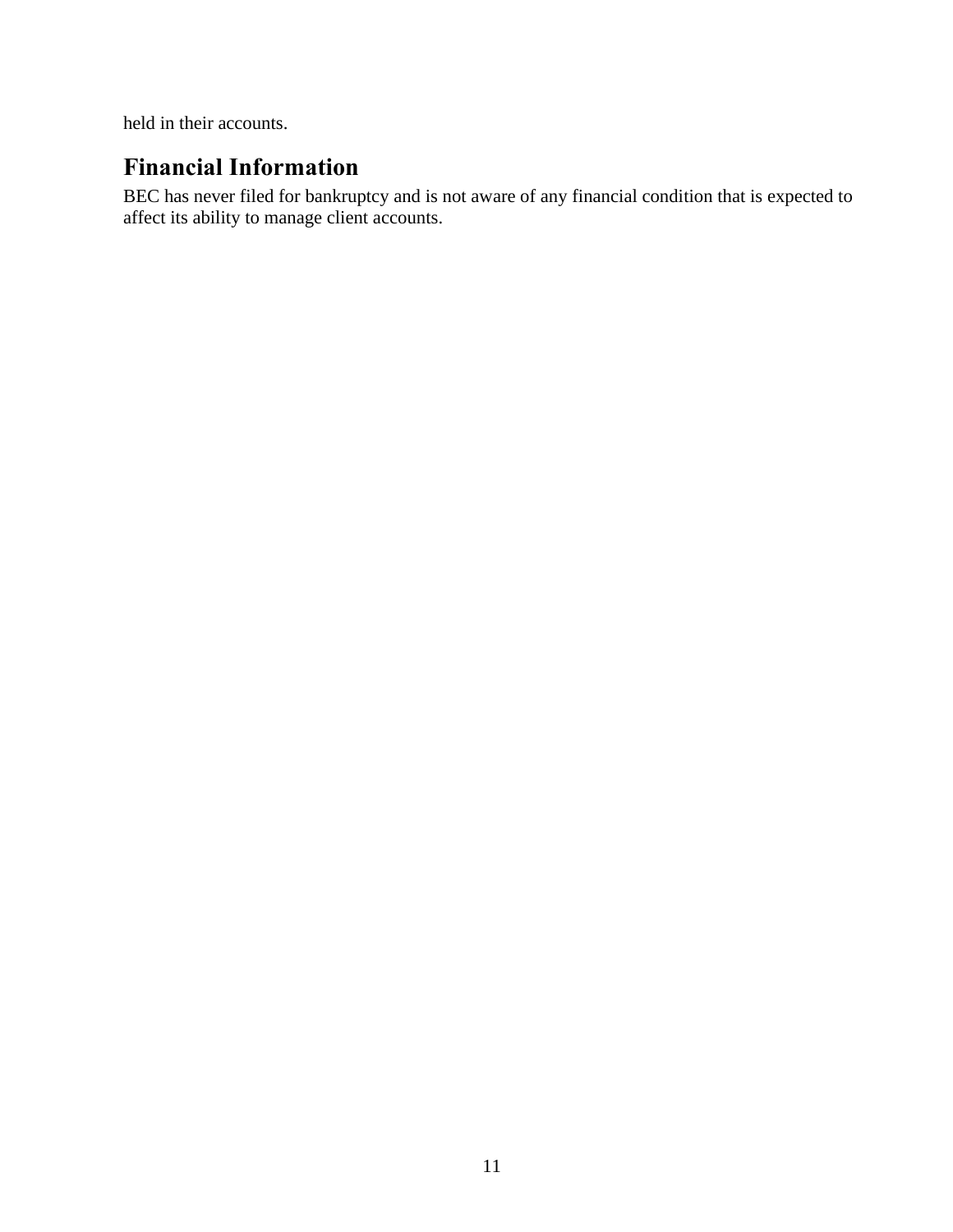held in their accounts.

## Financial Information

BEC has never filed for bankruptcy and is not aware of any financial condition that is expected to affect its ability to manage client accounts.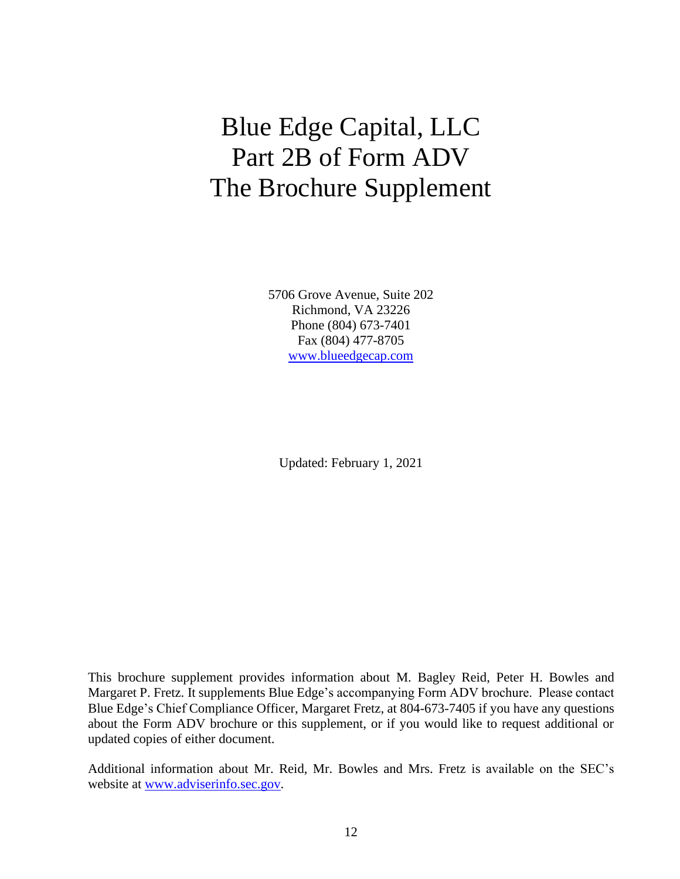# Blue Edge Capital, LLC
# Part 2B of Form ADV
# The Brochure Supplement

5706 Grove Avenue, Suite 202
Richmond, VA 23226
Phone (804) 673-7401
Fax (804) 477-8705
[www.blueedgecap.com](http://www.blueedgecap.com)

Updated: February 1, 2021

This brochure supplement provides information about M. Bagley Reid, Peter H. Bowles and Margaret P. Fretz. It supplements Blue Edge's accompanying Form ADV brochure. Please contact Blue Edge's Chief Compliance Officer, Margaret Fretz, at 804-673-7405 if you have any questions about the Form ADV brochure or this supplement, or if you would like to request additional or updated copies of either document.

Additional information about Mr. Reid, Mr. Bowles and Mrs. Fretz is available on the SEC's website at [www.adviserinfo.sec.gov](http://www.adviserinfo.sec.gov).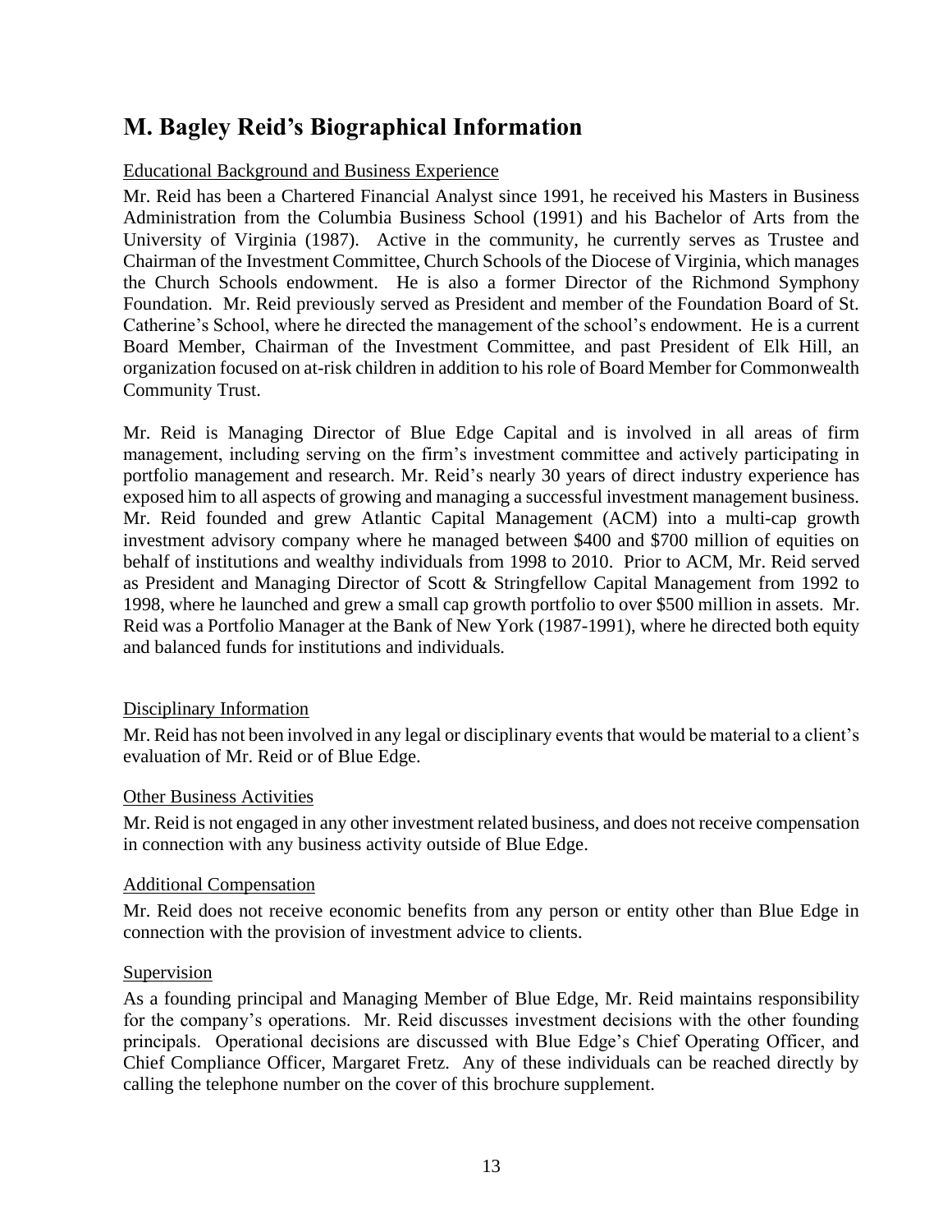## M. Bagley Reid's Biographical Information

Educational Background and Business Experience

Mr. Reid has been a Chartered Financial Analyst since 1991, he received his Masters in Business Administration from the Columbia Business School (1991) and his Bachelor of Arts from the University of Virginia (1987). Active in the community, he currently serves as Trustee and Chairman of the Investment Committee, Church Schools of the Diocese of Virginia, which manages the Church Schools endowment. He is also a former Director of the Richmond Symphony Foundation. Mr. Reid previously served as President and member of the Foundation Board of St. Catherine's School, where he directed the management of the school's endowment. He is a current Board Member, Chairman of the Investment Committee, and past President of Elk Hill, an organization focused on at-risk children in addition to his role of Board Member for Commonwealth Community Trust.

Mr. Reid is Managing Director of Blue Edge Capital and is involved in all areas of firm management, including serving on the firm's investment committee and actively participating in portfolio management and research. Mr. Reid's nearly 30 years of direct industry experience has exposed him to all aspects of growing and managing a successful investment management business. Mr. Reid founded and grew Atlantic Capital Management (ACM) into a multi-cap growth investment advisory company where he managed between $400 and $700 million of equities on behalf of institutions and wealthy individuals from 1998 to 2010. Prior to ACM, Mr. Reid served as President and Managing Director of Scott & Stringfellow Capital Management from 1992 to 1998, where he launched and grew a small cap growth portfolio to over $500 million in assets. Mr. Reid was a Portfolio Manager at the Bank of New York (1987-1991), where he directed both equity and balanced funds for institutions and individuals.

Disciplinary Information

Mr. Reid has not been involved in any legal or disciplinary events that would be material to a client's evaluation of Mr. Reid or of Blue Edge.

Other Business Activities

Mr. Reid is not engaged in any other investment related business, and does not receive compensation in connection with any business activity outside of Blue Edge.

Additional Compensation

Mr. Reid does not receive economic benefits from any person or entity other than Blue Edge in connection with the provision of investment advice to clients.

Supervision

As a founding principal and Managing Member of Blue Edge, Mr. Reid maintains responsibility for the company's operations. Mr. Reid discusses investment decisions with the other founding principals. Operational decisions are discussed with Blue Edge's Chief Operating Officer, and Chief Compliance Officer, Margaret Fretz. Any of these individuals can be reached directly by calling the telephone number on the cover of this brochure supplement.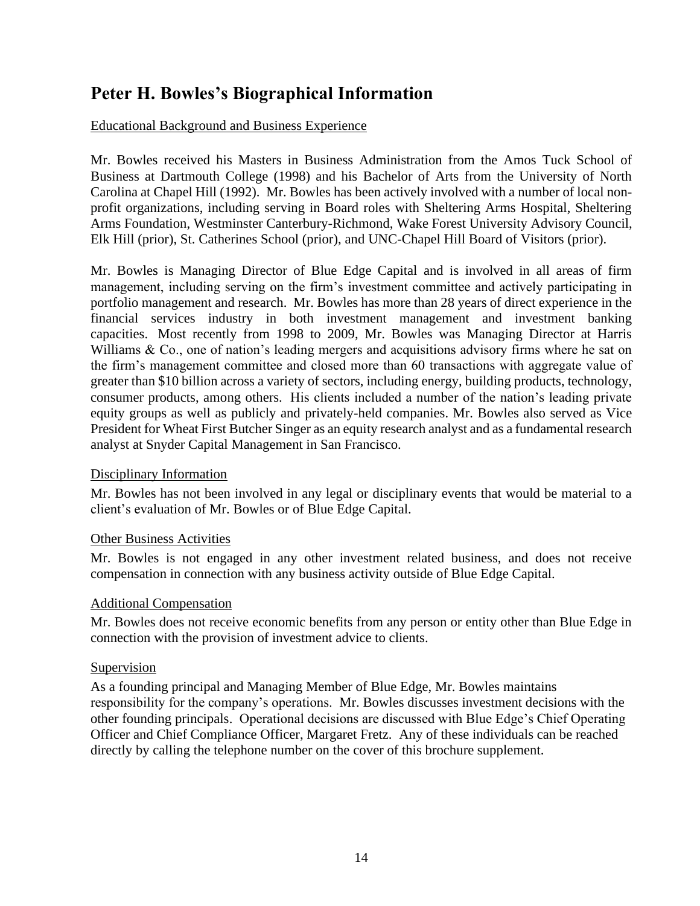# Peter H. Bowles's Biographical Information

Educational Background and Business Experience

Mr. Bowles received his Masters in Business Administration from the Amos Tuck School of Business at Dartmouth College (1998) and his Bachelor of Arts from the University of North Carolina at Chapel Hill (1992). Mr. Bowles has been actively involved with a number of local non-profit organizations, including serving in Board roles with Sheltering Arms Hospital, Sheltering Arms Foundation, Westminster Canterbury-Richmond, Wake Forest University Advisory Council, Elk Hill (prior), St. Catherines School (prior), and UNC-Chapel Hill Board of Visitors (prior).

Mr. Bowles is Managing Director of Blue Edge Capital and is involved in all areas of firm management, including serving on the firm's investment committee and actively participating in portfolio management and research. Mr. Bowles has more than 28 years of direct experience in the financial services industry in both investment management and investment banking capacities. Most recently from 1998 to 2009, Mr. Bowles was Managing Director at Harris Williams & Co., one of nation's leading mergers and acquisitions advisory firms where he sat on the firm's management committee and closed more than 60 transactions with aggregate value of greater than $10 billion across a variety of sectors, including energy, building products, technology, consumer products, among others. His clients included a number of the nation's leading private equity groups as well as publicly and privately-held companies. Mr. Bowles also served as Vice President for Wheat First Butcher Singer as an equity research analyst and as a fundamental research analyst at Snyder Capital Management in San Francisco.

Disciplinary Information

Mr. Bowles has not been involved in any legal or disciplinary events that would be material to a client's evaluation of Mr. Bowles or of Blue Edge Capital.

Other Business Activities

Mr. Bowles is not engaged in any other investment related business, and does not receive compensation in connection with any business activity outside of Blue Edge Capital.

Additional Compensation

Mr. Bowles does not receive economic benefits from any person or entity other than Blue Edge in connection with the provision of investment advice to clients.

Supervision

As a founding principal and Managing Member of Blue Edge, Mr. Bowles maintains responsibility for the company's operations. Mr. Bowles discusses investment decisions with the other founding principals. Operational decisions are discussed with Blue Edge's Chief Operating Officer and Chief Compliance Officer, Margaret Fretz. Any of these individuals can be reached directly by calling the telephone number on the cover of this brochure supplement.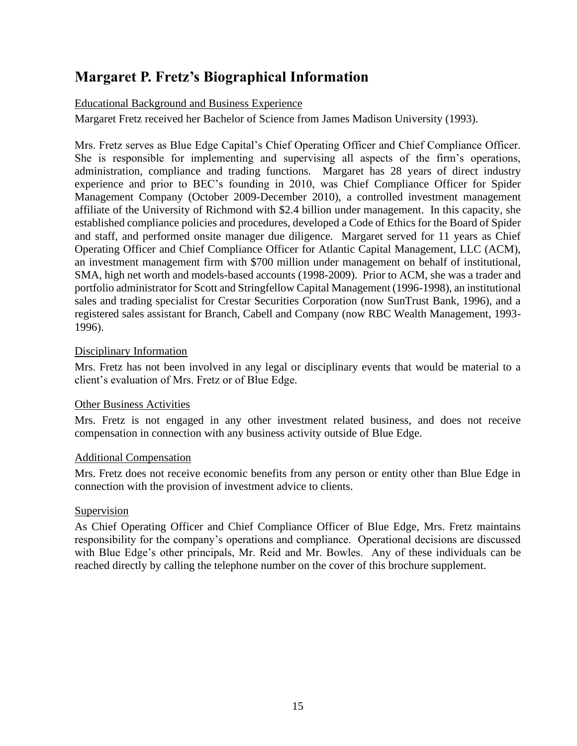# Margaret P. Fretz's Biographical Information

<u>Educational Background and Business Experience</u>

Margaret Fretz received her Bachelor of Science from James Madison University (1993).

Mrs. Fretz serves as Blue Edge Capital's Chief Operating Officer and Chief Compliance Officer. She is responsible for implementing and supervising all aspects of the firm's operations, administration, compliance and trading functions. Margaret has 28 years of direct industry experience and prior to BEC's founding in 2010, was Chief Compliance Officer for Spider Management Company (October 2009-December 2010), a controlled investment management affiliate of the University of Richmond with $2.4 billion under management. In this capacity, she established compliance policies and procedures, developed a Code of Ethics for the Board of Spider and staff, and performed onsite manager due diligence. Margaret served for 11 years as Chief Operating Officer and Chief Compliance Officer for Atlantic Capital Management, LLC (ACM), an investment management firm with $700 million under management on behalf of institutional, SMA, high net worth and models-based accounts (1998-2009). Prior to ACM, she was a trader and portfolio administrator for Scott and Stringfellow Capital Management (1996-1998), an institutional sales and trading specialist for Crestar Securities Corporation (now SunTrust Bank, 1996), and a registered sales assistant for Branch, Cabell and Company (now RBC Wealth Management, 1993-1996).

<u>Disciplinary Information</u>

Mrs. Fretz has not been involved in any legal or disciplinary events that would be material to a client's evaluation of Mrs. Fretz or of Blue Edge.

<u>Other Business Activities</u>

Mrs. Fretz is not engaged in any other investment related business, and does not receive compensation in connection with any business activity outside of Blue Edge.

<u>Additional Compensation</u>

Mrs. Fretz does not receive economic benefits from any person or entity other than Blue Edge in connection with the provision of investment advice to clients.

<u>Supervision</u>

As Chief Operating Officer and Chief Compliance Officer of Blue Edge, Mrs. Fretz maintains responsibility for the company's operations and compliance. Operational decisions are discussed with Blue Edge's other principals, Mr. Reid and Mr. Bowles. Any of these individuals can be reached directly by calling the telephone number on the cover of this brochure supplement.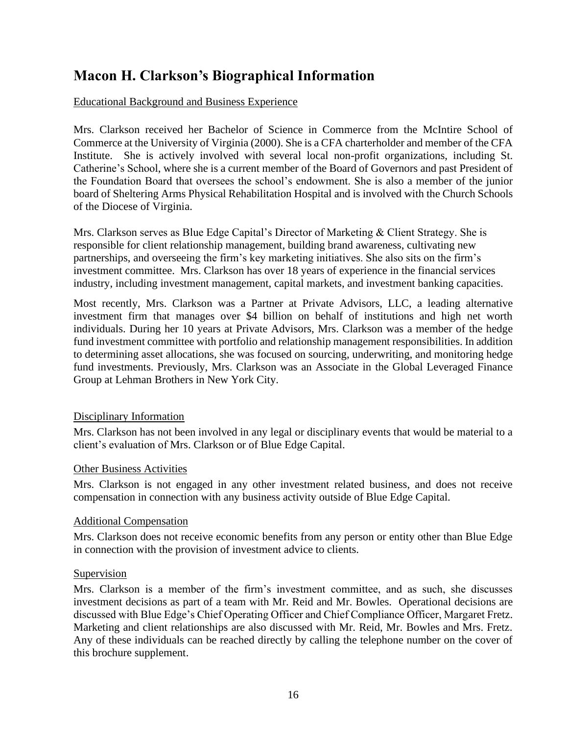# Macon H. Clarkson's Biographical Information

Educational Background and Business Experience

Mrs. Clarkson received her Bachelor of Science in Commerce from the McIntire School of Commerce at the University of Virginia (2000). She is a CFA charterholder and member of the CFA Institute. She is actively involved with several local non-profit organizations, including St. Catherine's School, where she is a current member of the Board of Governors and past President of the Foundation Board that oversees the school's endowment. She is also a member of the junior board of Sheltering Arms Physical Rehabilitation Hospital and is involved with the Church Schools of the Diocese of Virginia.

Mrs. Clarkson serves as Blue Edge Capital's Director of Marketing & Client Strategy. She is responsible for client relationship management, building brand awareness, cultivating new partnerships, and overseeing the firm's key marketing initiatives. She also sits on the firm's investment committee. Mrs. Clarkson has over 18 years of experience in the financial services industry, including investment management, capital markets, and investment banking capacities.

Most recently, Mrs. Clarkson was a Partner at Private Advisors, LLC, a leading alternative investment firm that manages over $4 billion on behalf of institutions and high net worth individuals. During her 10 years at Private Advisors, Mrs. Clarkson was a member of the hedge fund investment committee with portfolio and relationship management responsibilities. In addition to determining asset allocations, she was focused on sourcing, underwriting, and monitoring hedge fund investments. Previously, Mrs. Clarkson was an Associate in the Global Leveraged Finance Group at Lehman Brothers in New York City.

Disciplinary Information

Mrs. Clarkson has not been involved in any legal or disciplinary events that would be material to a client's evaluation of Mrs. Clarkson or of Blue Edge Capital.

Other Business Activities

Mrs. Clarkson is not engaged in any other investment related business, and does not receive compensation in connection with any business activity outside of Blue Edge Capital.

Additional Compensation

Mrs. Clarkson does not receive economic benefits from any person or entity other than Blue Edge in connection with the provision of investment advice to clients.

Supervision

Mrs. Clarkson is a member of the firm's investment committee, and as such, she discusses investment decisions as part of a team with Mr. Reid and Mr. Bowles. Operational decisions are discussed with Blue Edge's Chief Operating Officer and Chief Compliance Officer, Margaret Fretz. Marketing and client relationships are also discussed with Mr. Reid, Mr. Bowles and Mrs. Fretz. Any of these individuals can be reached directly by calling the telephone number on the cover of this brochure supplement.